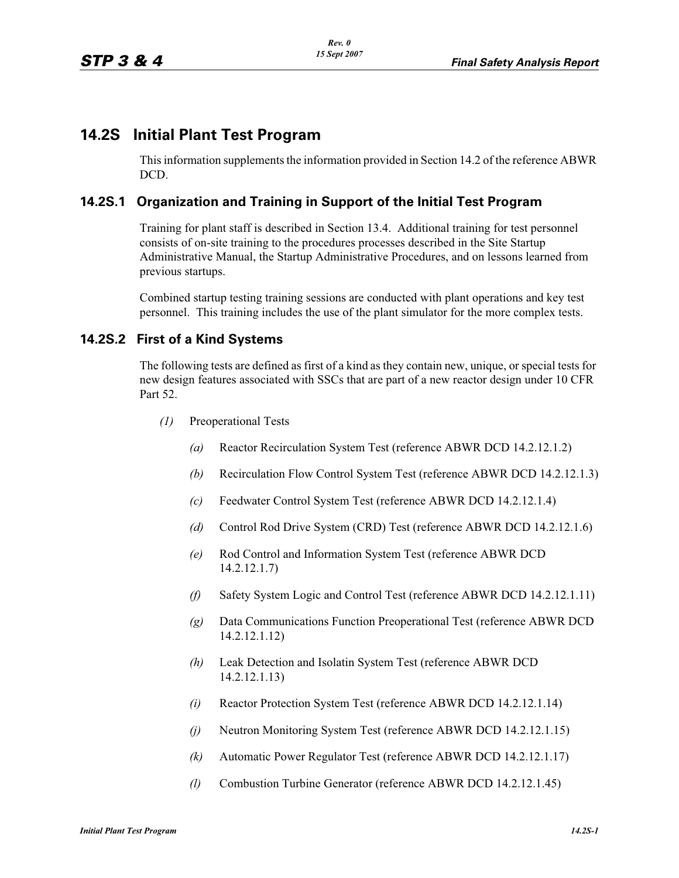# 14.2S Initial Plant Test Program

This information supplements the information provided in Section 14.2 of the reference ABWR DCD.

## 14.2S.1 Organization and Training in Support of the Initial Test Program

Training for plant staff is described in Section 13.4. Additional training for test personnel consists of on-site training to the procedures processes described in the Site Startup Administrative Manual, the Startup Administrative Procedures, and on lessons learned from previous startups.

Combined startup testing training sessions are conducted with plant operations and key test personnel. This training includes the use of the plant simulator for the more complex tests.

## 14.2S.2 First of a Kind Systems

The following tests are defined as first of a kind as they contain new, unique, or special tests for new design features associated with SSCs that are part of a new reactor design under 10 CFR Part 52.

*(1)* Preoperational Tests

- *(a)* Reactor Recirculation System Test (reference ABWR DCD 14.2.12.1.2)
- *(b)* Recirculation Flow Control System Test (reference ABWR DCD 14.2.12.1.3)
- *(c)* Feedwater Control System Test (reference ABWR DCD 14.2.12.1.4)
- *(d)* Control Rod Drive System (CRD) Test (reference ABWR DCD 14.2.12.1.6)
- *(e)* Rod Control and Information System Test (reference ABWR DCD 14.2.12.1.7)
- *(f)* Safety System Logic and Control Test (reference ABWR DCD 14.2.12.1.11)
- *(g)* Data Communications Function Preoperational Test (reference ABWR DCD 14.2.12.1.12)
- *(h)* Leak Detection and Isolatin System Test (reference ABWR DCD 14.2.12.1.13)
- *(i)* Reactor Protection System Test (reference ABWR DCD 14.2.12.1.14)
- *(j)* Neutron Monitoring System Test (reference ABWR DCD 14.2.12.1.15)
- *(k)* Automatic Power Regulator Test (reference ABWR DCD 14.2.12.1.17)
- *(l)* Combustion Turbine Generator (reference ABWR DCD 14.2.12.1.45)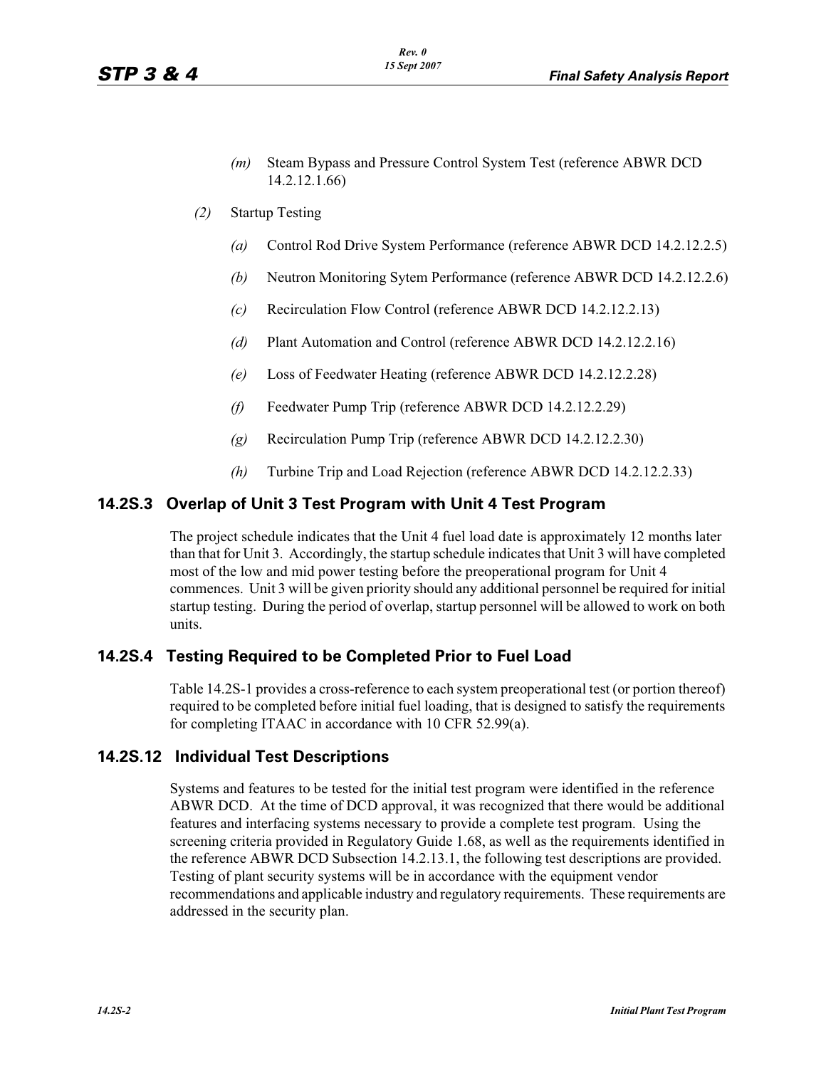*(m)* Steam Bypass and Pressure Control System Test (reference ABWR DCD 14.2.12.1.66)

*(2)* Startup Testing

*(a)* Control Rod Drive System Performance (reference ABWR DCD 14.2.12.2.5)

*(b)* Neutron Monitoring Sytem Performance (reference ABWR DCD 14.2.12.2.6)

*(c)* Recirculation Flow Control (reference ABWR DCD 14.2.12.2.13)

*(d)* Plant Automation and Control (reference ABWR DCD 14.2.12.2.16)

*(e)* Loss of Feedwater Heating (reference ABWR DCD 14.2.12.2.28)

*(f)* Feedwater Pump Trip (reference ABWR DCD 14.2.12.2.29)

*(g)* Recirculation Pump Trip (reference ABWR DCD 14.2.12.2.30)

*(h)* Turbine Trip and Load Rejection (reference ABWR DCD 14.2.12.2.33)

## 14.2S.3 Overlap of Unit 3 Test Program with Unit 4 Test Program

The project schedule indicates that the Unit 4 fuel load date is approximately 12 months later than that for Unit 3. Accordingly, the startup schedule indicates that Unit 3 will have completed most of the low and mid power testing before the preoperational program for Unit 4 commences. Unit 3 will be given priority should any additional personnel be required for initial startup testing. During the period of overlap, startup personnel will be allowed to work on both units.

## 14.2S.4 Testing Required to be Completed Prior to Fuel Load

Table 14.2S-1 provides a cross-reference to each system preoperational test (or portion thereof) required to be completed before initial fuel loading, that is designed to satisfy the requirements for completing ITAAC in accordance with 10 CFR 52.99(a).

## 14.2S.12 Individual Test Descriptions

Systems and features to be tested for the initial test program were identified in the reference ABWR DCD. At the time of DCD approval, it was recognized that there would be additional features and interfacing systems necessary to provide a complete test program. Using the screening criteria provided in Regulatory Guide 1.68, as well as the requirements identified in the reference ABWR DCD Subsection 14.2.13.1, the following test descriptions are provided. Testing of plant security systems will be in accordance with the equipment vendor recommendations and applicable industry and regulatory requirements. These requirements are addressed in the security plan.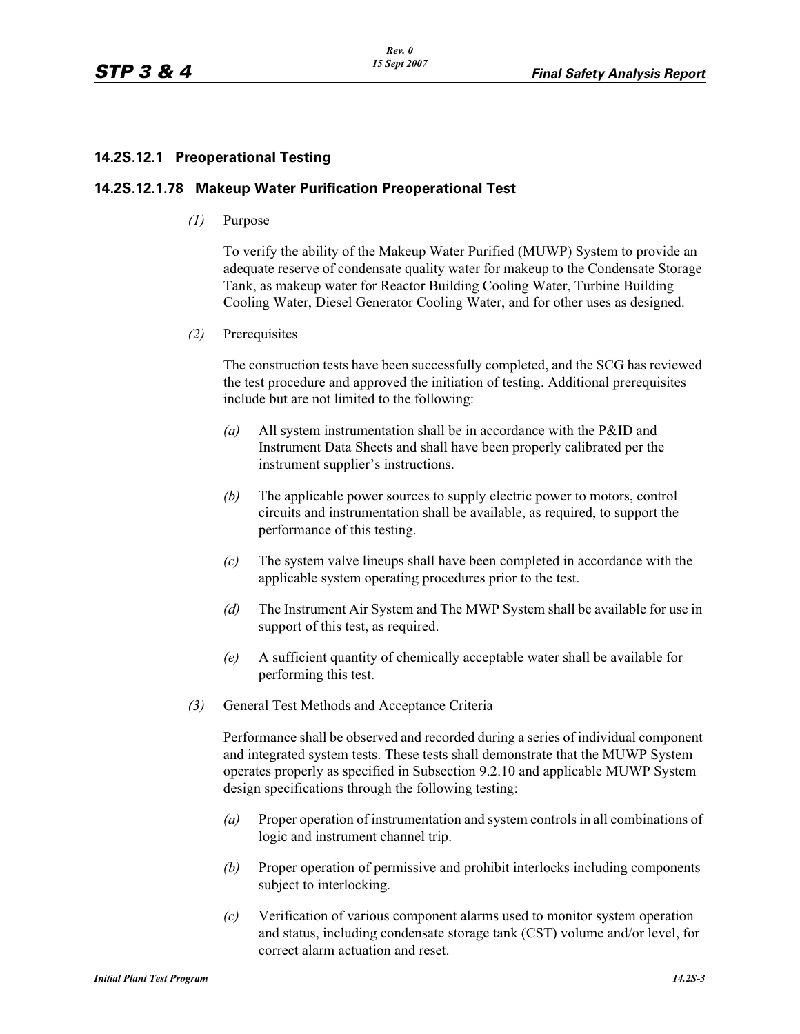### 14.2S.12.1 Preoperational Testing

### 14.2S.12.1.78 Makeup Water Purification Preoperational Test

*(1)* Purpose

To verify the ability of the Makeup Water Purified (MUWP) System to provide an adequate reserve of condensate quality water for makeup to the Condensate Storage Tank, as makeup water for Reactor Building Cooling Water, Turbine Building Cooling Water, Diesel Generator Cooling Water, and for other uses as designed.

*(2)* Prerequisites

The construction tests have been successfully completed, and the SCG has reviewed the test procedure and approved the initiation of testing. Additional prerequisites include but are not limited to the following:

*(a)* All system instrumentation shall be in accordance with the P&ID and Instrument Data Sheets and shall have been properly calibrated per the instrument supplier's instructions.

*(b)* The applicable power sources to supply electric power to motors, control circuits and instrumentation shall be available, as required, to support the performance of this testing.

*(c)* The system valve lineups shall have been completed in accordance with the applicable system operating procedures prior to the test.

*(d)* The Instrument Air System and The MWP System shall be available for use in support of this test, as required.

*(e)* A sufficient quantity of chemically acceptable water shall be available for performing this test.

*(3)* General Test Methods and Acceptance Criteria

Performance shall be observed and recorded during a series of individual component and integrated system tests. These tests shall demonstrate that the MUWP System operates properly as specified in Subsection 9.2.10 and applicable MUWP System design specifications through the following testing:

*(a)* Proper operation of instrumentation and system controls in all combinations of logic and instrument channel trip.

*(b)* Proper operation of permissive and prohibit interlocks including components subject to interlocking.

*(c)* Verification of various component alarms used to monitor system operation and status, including condensate storage tank (CST) volume and/or level, for correct alarm actuation and reset.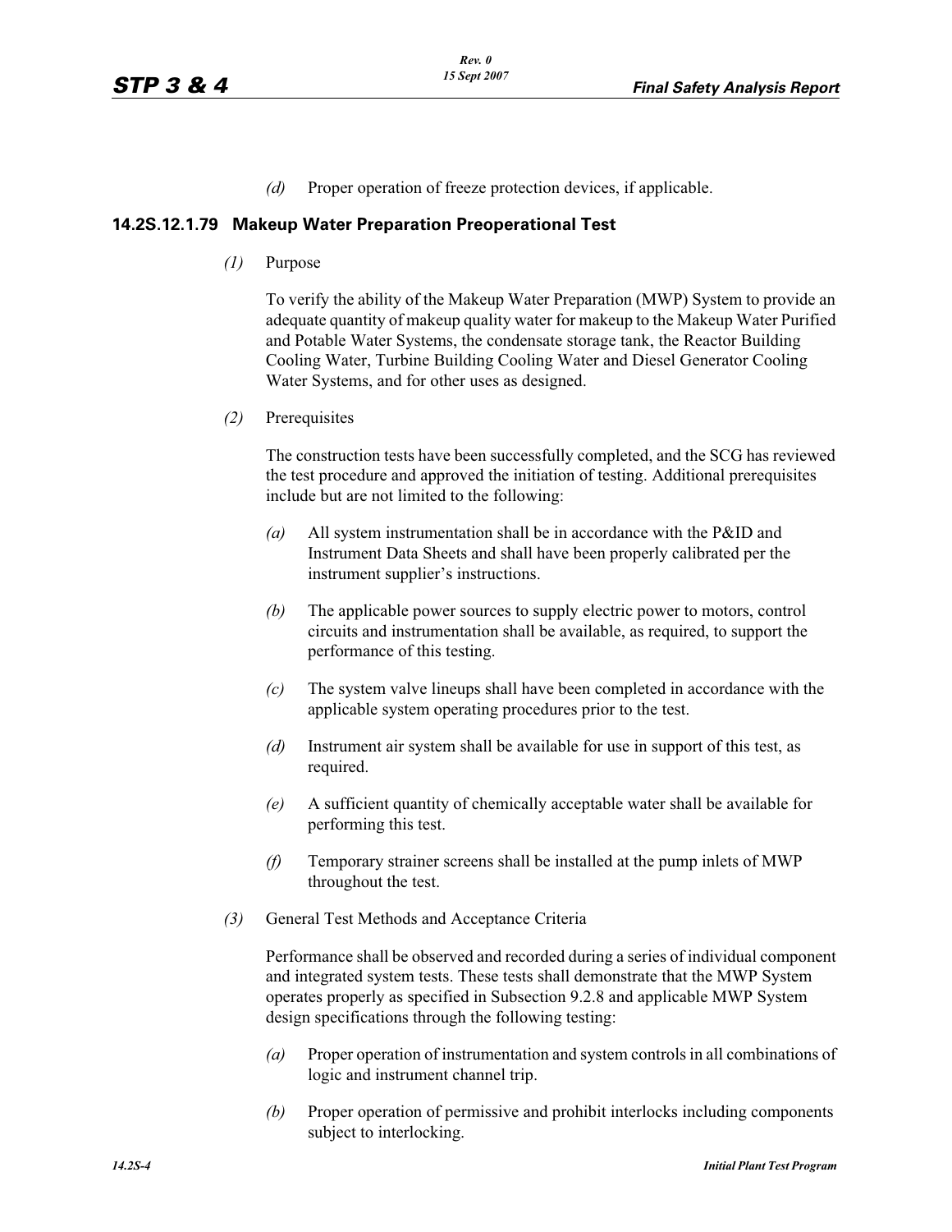*(d)* Proper operation of freeze protection devices, if applicable.

### 14.2S.12.1.79 Makeup Water Preparation Preoperational Test

*(1)* Purpose

To verify the ability of the Makeup Water Preparation (MWP) System to provide an adequate quantity of makeup quality water for makeup to the Makeup Water Purified and Potable Water Systems, the condensate storage tank, the Reactor Building Cooling Water, Turbine Building Cooling Water and Diesel Generator Cooling Water Systems, and for other uses as designed.

*(2)* Prerequisites

The construction tests have been successfully completed, and the SCG has reviewed the test procedure and approved the initiation of testing. Additional prerequisites include but are not limited to the following:

*(a)* All system instrumentation shall be in accordance with the P&ID and Instrument Data Sheets and shall have been properly calibrated per the instrument supplier's instructions.

*(b)* The applicable power sources to supply electric power to motors, control circuits and instrumentation shall be available, as required, to support the performance of this testing.

*(c)* The system valve lineups shall have been completed in accordance with the applicable system operating procedures prior to the test.

*(d)* Instrument air system shall be available for use in support of this test, as required.

*(e)* A sufficient quantity of chemically acceptable water shall be available for performing this test.

*(f)* Temporary strainer screens shall be installed at the pump inlets of MWP throughout the test.

*(3)* General Test Methods and Acceptance Criteria

Performance shall be observed and recorded during a series of individual component and integrated system tests. These tests shall demonstrate that the MWP System operates properly as specified in Subsection 9.2.8 and applicable MWP System design specifications through the following testing:

*(a)* Proper operation of instrumentation and system controls in all combinations of logic and instrument channel trip.

*(b)* Proper operation of permissive and prohibit interlocks including components subject to interlocking.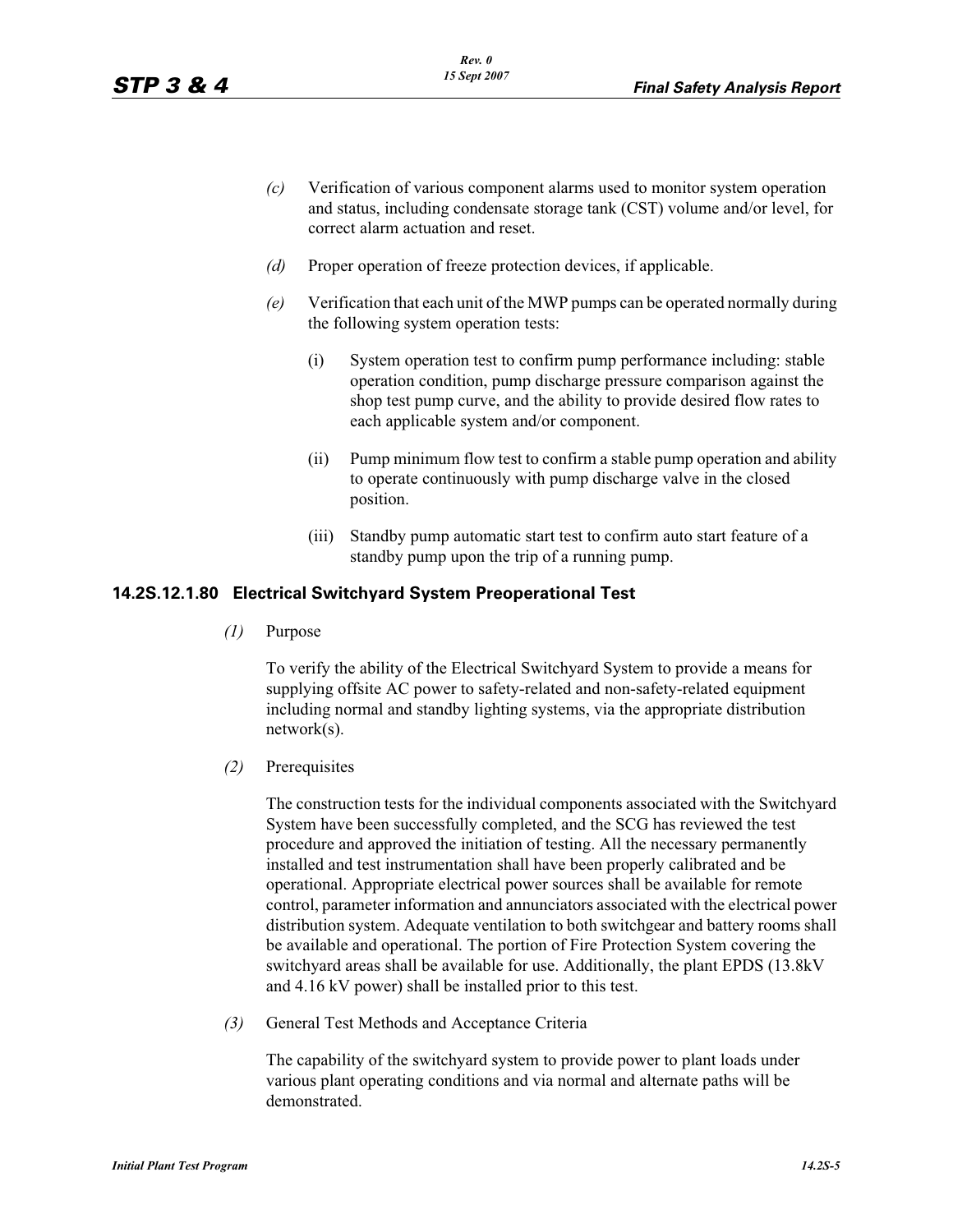*(c)* Verification of various component alarms used to monitor system operation and status, including condensate storage tank (CST) volume and/or level, for correct alarm actuation and reset.

*(d)* Proper operation of freeze protection devices, if applicable.

*(e)* Verification that each unit of the MWP pumps can be operated normally during the following system operation tests:

(i) System operation test to confirm pump performance including: stable operation condition, pump discharge pressure comparison against the shop test pump curve, and the ability to provide desired flow rates to each applicable system and/or component.

(ii) Pump minimum flow test to confirm a stable pump operation and ability to operate continuously with pump discharge valve in the closed position.

(iii) Standby pump automatic start test to confirm auto start feature of a standby pump upon the trip of a running pump.

### 14.2S.12.1.80 Electrical Switchyard System Preoperational Test

*(1)* Purpose

To verify the ability of the Electrical Switchyard System to provide a means for supplying offsite AC power to safety-related and non-safety-related equipment including normal and standby lighting systems, via the appropriate distribution network(s).

*(2)* Prerequisites

The construction tests for the individual components associated with the Switchyard System have been successfully completed, and the SCG has reviewed the test procedure and approved the initiation of testing. All the necessary permanently installed and test instrumentation shall have been properly calibrated and be operational. Appropriate electrical power sources shall be available for remote control, parameter information and annunciators associated with the electrical power distribution system. Adequate ventilation to both switchgear and battery rooms shall be available and operational. The portion of Fire Protection System covering the switchyard areas shall be available for use. Additionally, the plant EPDS (13.8kV and 4.16 kV power) shall be installed prior to this test.

*(3)* General Test Methods and Acceptance Criteria

The capability of the switchyard system to provide power to plant loads under various plant operating conditions and via normal and alternate paths will be demonstrated.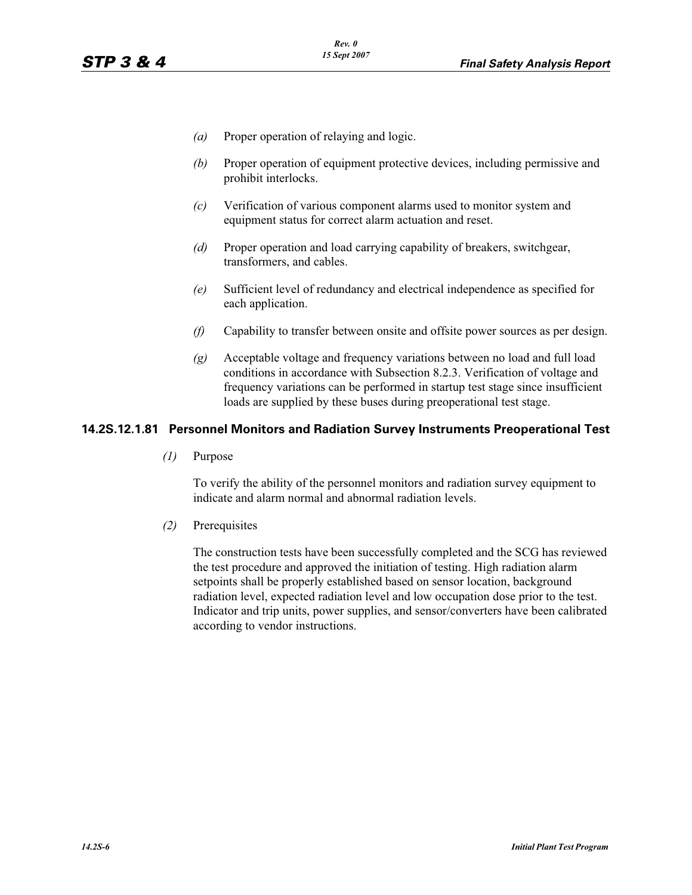*(a)* Proper operation of relaying and logic.

*(b)* Proper operation of equipment protective devices, including permissive and prohibit interlocks.

*(c)* Verification of various component alarms used to monitor system and equipment status for correct alarm actuation and reset.

*(d)* Proper operation and load carrying capability of breakers, switchgear, transformers, and cables.

*(e)* Sufficient level of redundancy and electrical independence as specified for each application.

*(f)* Capability to transfer between onsite and offsite power sources as per design.

*(g)* Acceptable voltage and frequency variations between no load and full load conditions in accordance with Subsection 8.2.3. Verification of voltage and frequency variations can be performed in startup test stage since insufficient loads are supplied by these buses during preoperational test stage.

### 14.2S.12.1.81 Personnel Monitors and Radiation Survey Instruments Preoperational Test

*(1)* Purpose

To verify the ability of the personnel monitors and radiation survey equipment to indicate and alarm normal and abnormal radiation levels.

*(2)* Prerequisites

The construction tests have been successfully completed and the SCG has reviewed the test procedure and approved the initiation of testing. High radiation alarm setpoints shall be properly established based on sensor location, background radiation level, expected radiation level and low occupation dose prior to the test. Indicator and trip units, power supplies, and sensor/converters have been calibrated according to vendor instructions.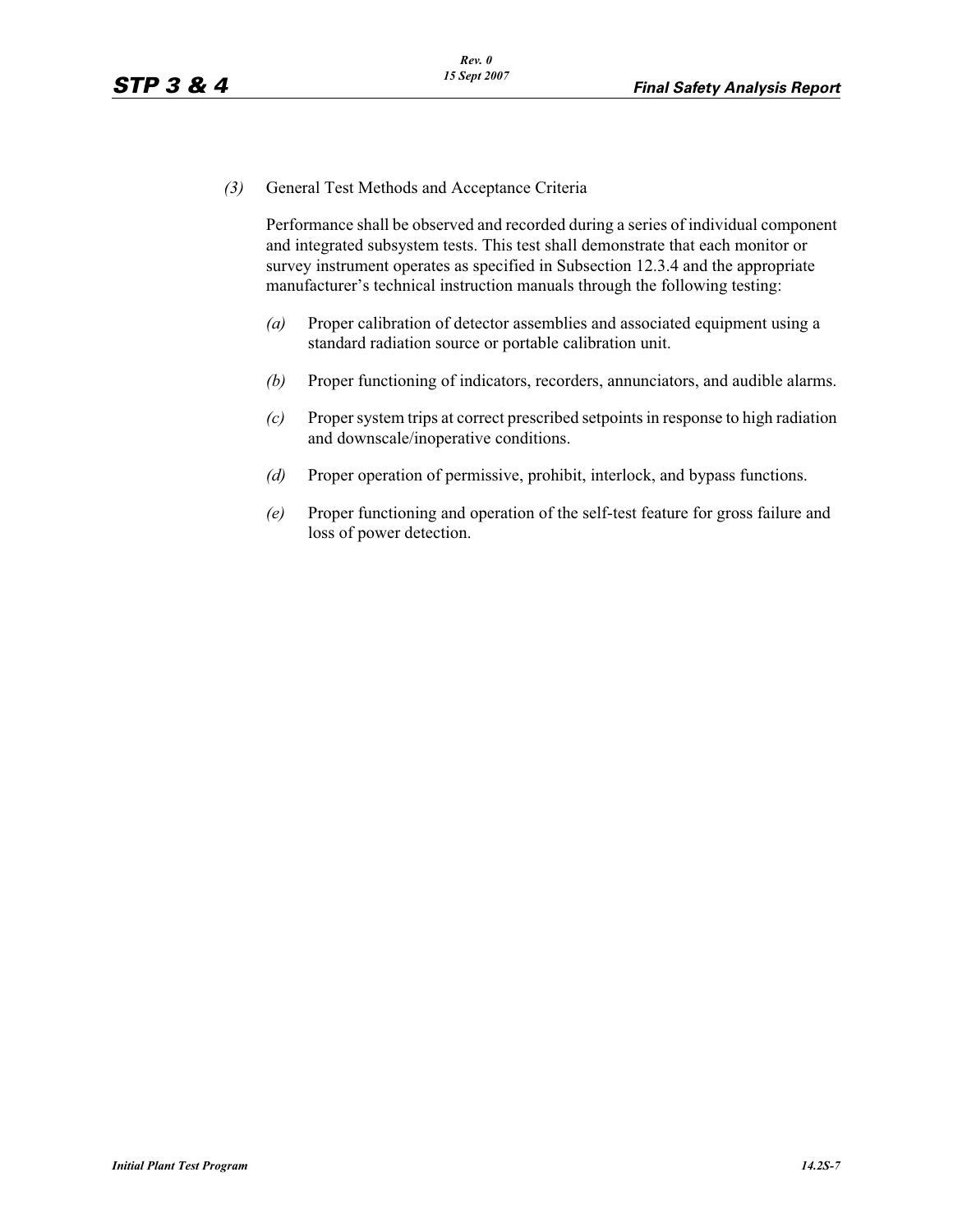*(3)* General Test Methods and Acceptance Criteria

Performance shall be observed and recorded during a series of individual component and integrated subsystem tests. This test shall demonstrate that each monitor or survey instrument operates as specified in Subsection 12.3.4 and the appropriate manufacturer's technical instruction manuals through the following testing:

*(a)* Proper calibration of detector assemblies and associated equipment using a standard radiation source or portable calibration unit.

*(b)* Proper functioning of indicators, recorders, annunciators, and audible alarms.

*(c)* Proper system trips at correct prescribed setpoints in response to high radiation and downscale/inoperative conditions.

*(d)* Proper operation of permissive, prohibit, interlock, and bypass functions.

*(e)* Proper functioning and operation of the self-test feature for gross failure and loss of power detection.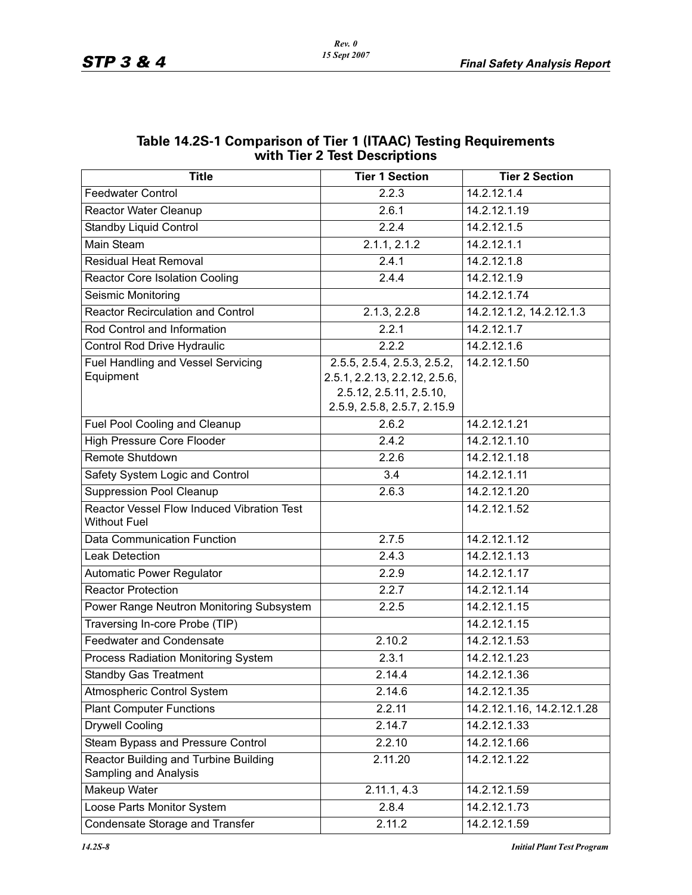## Table 14.2S-1 Comparison of Tier 1 (ITAAC) Testing Requirements with Tier 2 Test Descriptions

| Title | Tier 1 Section | Tier 2 Section |
|---|---|---|
| Feedwater Control | 2.2.3 | 14.2.12.1.4 |
| Reactor Water Cleanup | 2.6.1 | 14.2.12.1.19 |
| Standby Liquid Control | 2.2.4 | 14.2.12.1.5 |
| Main Steam | 2.1.1, 2.1.2 | 14.2.12.1.1 |
| Residual Heat Removal | 2.4.1 | 14.2.12.1.8 |
| Reactor Core Isolation Cooling | 2.4.4 | 14.2.12.1.9 |
| Seismic Monitoring | | 14.2.12.1.74 |
| Reactor Recirculation and Control | 2.1.3, 2.2.8 | 14.2.12.1.2, 14.2.12.1.3 |
| Rod Control and Information | 2.2.1 | 14.2.12.1.7 |
| Control Rod Drive Hydraulic | 2.2.2 | 14.2.12.1.6 |
| Fuel Handling and Vessel Servicing Equipment | 2.5.5, 2.5.4, 2.5.3, 2.5.2, 2.5.1, 2.2.13, 2.2.12, 2.5.6, 2.5.12, 2.5.11, 2.5.10, 2.5.9, 2.5.8, 2.5.7, 2.15.9 | 14.2.12.1.50 |
| Fuel Pool Cooling and Cleanup | 2.6.2 | 14.2.12.1.21 |
| High Pressure Core Flooder | 2.4.2 | 14.2.12.1.10 |
| Remote Shutdown | 2.2.6 | 14.2.12.1.18 |
| Safety System Logic and Control | 3.4 | 14.2.12.1.11 |
| Suppression Pool Cleanup | 2.6.3 | 14.2.12.1.20 |
| Reactor Vessel Flow Induced Vibration Test Without Fuel | | 14.2.12.1.52 |
| Data Communication Function | 2.7.5 | 14.2.12.1.12 |
| Leak Detection | 2.4.3 | 14.2.12.1.13 |
| Automatic Power Regulator | 2.2.9 | 14.2.12.1.17 |
| Reactor Protection | 2.2.7 | 14.2.12.1.14 |
| Power Range Neutron Monitoring Subsystem | 2.2.5 | 14.2.12.1.15 |
| Traversing In-core Probe (TIP) | | 14.2.12.1.15 |
| Feedwater and Condensate | 2.10.2 | 14.2.12.1.53 |
| Process Radiation Monitoring System | 2.3.1 | 14.2.12.1.23 |
| Standby Gas Treatment | 2.14.4 | 14.2.12.1.36 |
| Atmospheric Control System | 2.14.6 | 14.2.12.1.35 |
| Plant Computer Functions | 2.2.11 | 14.2.12.1.16, 14.2.12.1.28 |
| Drywell Cooling | 2.14.7 | 14.2.12.1.33 |
| Steam Bypass and Pressure Control | 2.2.10 | 14.2.12.1.66 |
| Reactor Building and Turbine Building Sampling and Analysis | 2.11.20 | 14.2.12.1.22 |
| Makeup Water | 2.11.1, 4.3 | 14.2.12.1.59 |
| Loose Parts Monitor System | 2.8.4 | 14.2.12.1.73 |
| Condensate Storage and Transfer | 2.11.2 | 14.2.12.1.59 |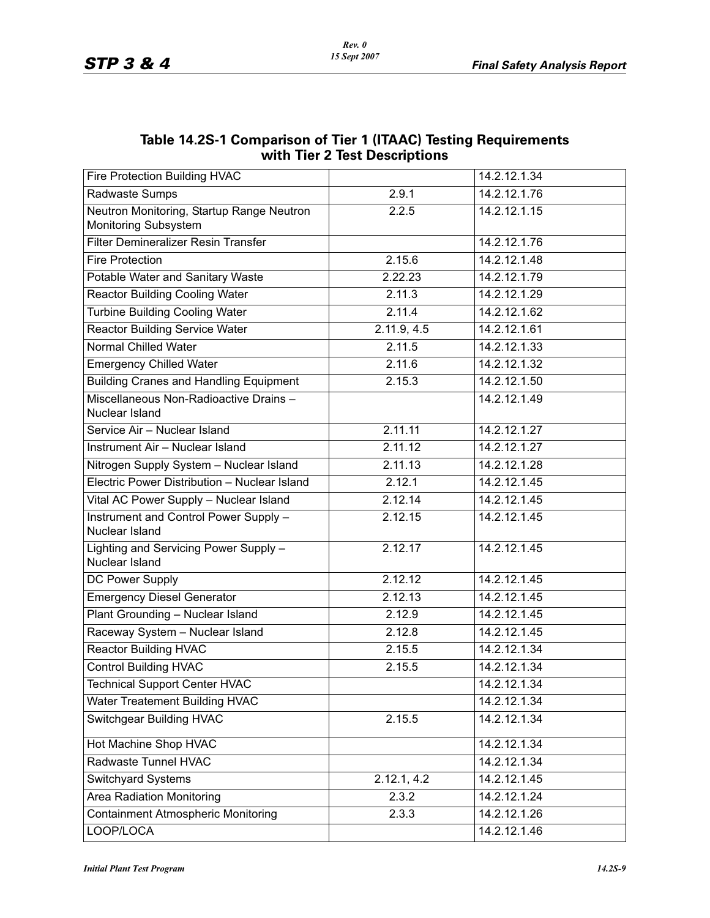## Table 14.2S-1 Comparison of Tier 1 (ITAAC) Testing Requirements with Tier 2 Test Descriptions

| | | |
|---|---|---|
| Fire Protection Building HVAC | | 14.2.12.1.34 |
| Radwaste Sumps | 2.9.1 | 14.2.12.1.76 |
| Neutron Monitoring, Startup Range Neutron Monitoring Subsystem | 2.2.5 | 14.2.12.1.15 |
| Filter Demineralizer Resin Transfer | | 14.2.12.1.76 |
| Fire Protection | 2.15.6 | 14.2.12.1.48 |
| Potable Water and Sanitary Waste | 2.22.23 | 14.2.12.1.79 |
| Reactor Building Cooling Water | 2.11.3 | 14.2.12.1.29 |
| Turbine Building Cooling Water | 2.11.4 | 14.2.12.1.62 |
| Reactor Building Service Water | 2.11.9, 4.5 | 14.2.12.1.61 |
| Normal Chilled Water | 2.11.5 | 14.2.12.1.33 |
| Emergency Chilled Water | 2.11.6 | 14.2.12.1.32 |
| Building Cranes and Handling Equipment | 2.15.3 | 14.2.12.1.50 |
| Miscellaneous Non-Radioactive Drains – Nuclear Island | | 14.2.12.1.49 |
| Service Air – Nuclear Island | 2.11.11 | 14.2.12.1.27 |
| Instrument Air – Nuclear Island | 2.11.12 | 14.2.12.1.27 |
| Nitrogen Supply System – Nuclear Island | 2.11.13 | 14.2.12.1.28 |
| Electric Power Distribution – Nuclear Island | 2.12.1 | 14.2.12.1.45 |
| Vital AC Power Supply – Nuclear Island | 2.12.14 | 14.2.12.1.45 |
| Instrument and Control Power Supply – Nuclear Island | 2.12.15 | 14.2.12.1.45 |
| Lighting and Servicing Power Supply – Nuclear Island | 2.12.17 | 14.2.12.1.45 |
| DC Power Supply | 2.12.12 | 14.2.12.1.45 |
| Emergency Diesel Generator | 2.12.13 | 14.2.12.1.45 |
| Plant Grounding – Nuclear Island | 2.12.9 | 14.2.12.1.45 |
| Raceway System – Nuclear Island | 2.12.8 | 14.2.12.1.45 |
| Reactor Building HVAC | 2.15.5 | 14.2.12.1.34 |
| Control Building HVAC | 2.15.5 | 14.2.12.1.34 |
| Technical Support Center HVAC | | 14.2.12.1.34 |
| Water Treatement Building HVAC | | 14.2.12.1.34 |
| Switchgear Building HVAC | 2.15.5 | 14.2.12.1.34 |
| Hot Machine Shop HVAC | | 14.2.12.1.34 |
| Radwaste Tunnel HVAC | | 14.2.12.1.34 |
| Switchyard Systems | 2.12.1, 4.2 | 14.2.12.1.45 |
| Area Radiation Monitoring | 2.3.2 | 14.2.12.1.24 |
| Containment Atmospheric Monitoring | 2.3.3 | 14.2.12.1.26 |
| LOOP/LOCA | | 14.2.12.1.46 |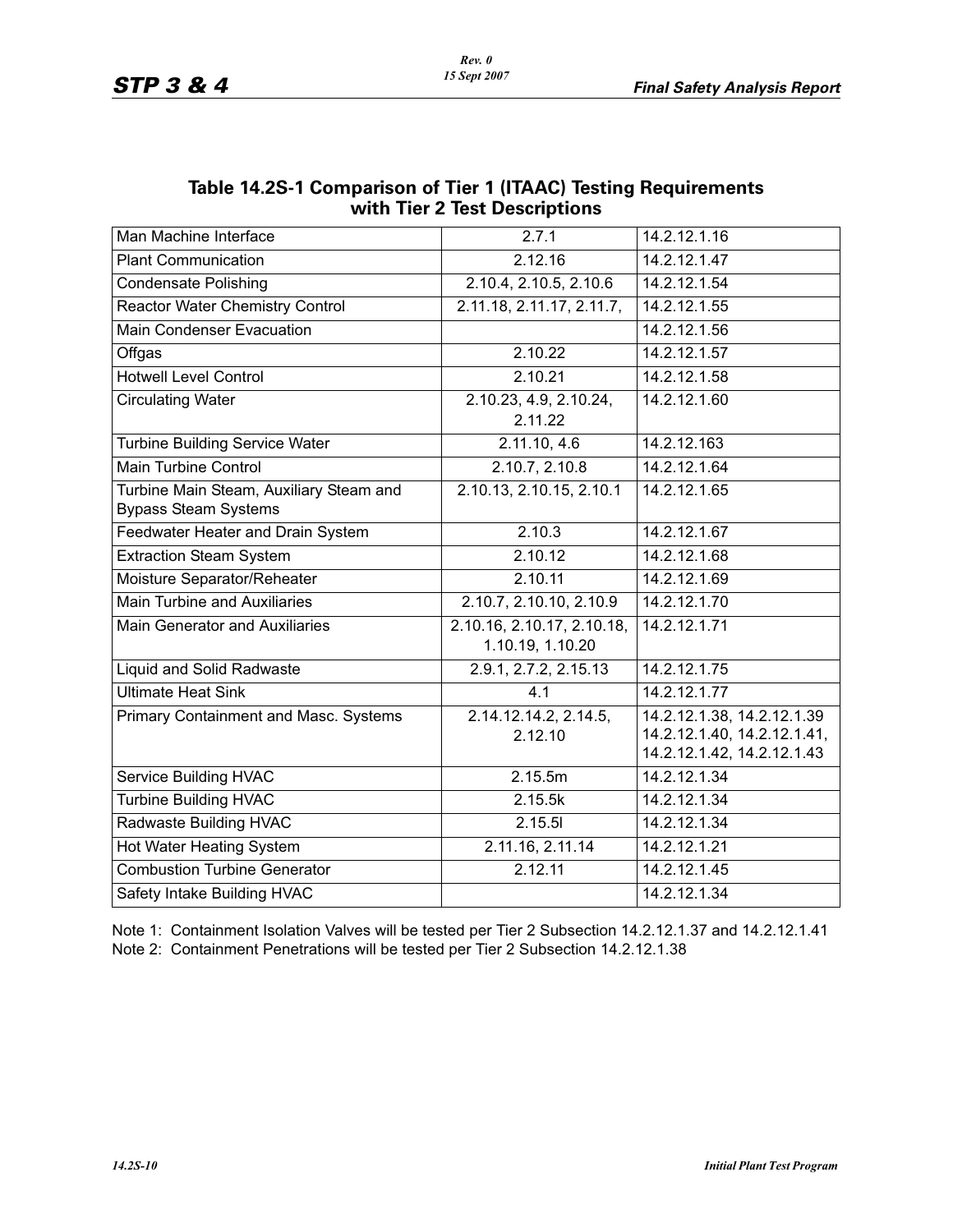## Table 14.2S-1 Comparison of Tier 1 (ITAAC) Testing Requirements with Tier 2 Test Descriptions

| | | |
|---|---|---|
| Man Machine Interface | 2.7.1 | 14.2.12.1.16 |
| Plant Communication | 2.12.16 | 14.2.12.1.47 |
| Condensate Polishing | 2.10.4, 2.10.5, 2.10.6 | 14.2.12.1.54 |
| Reactor Water Chemistry Control | 2.11.18, 2.11.17, 2.11.7, | 14.2.12.1.55 |
| Main Condenser Evacuation | | 14.2.12.1.56 |
| Offgas | 2.10.22 | 14.2.12.1.57 |
| Hotwell Level Control | 2.10.21 | 14.2.12.1.58 |
| Circulating Water | 2.10.23, 4.9, 2.10.24, 2.11.22 | 14.2.12.1.60 |
| Turbine Building Service Water | 2.11.10, 4.6 | 14.2.12.163 |
| Main Turbine Control | 2.10.7, 2.10.8 | 14.2.12.1.64 |
| Turbine Main Steam, Auxiliary Steam and Bypass Steam Systems | 2.10.13, 2.10.15, 2.10.1 | 14.2.12.1.65 |
| Feedwater Heater and Drain System | 2.10.3 | 14.2.12.1.67 |
| Extraction Steam System | 2.10.12 | 14.2.12.1.68 |
| Moisture Separator/Reheater | 2.10.11 | 14.2.12.1.69 |
| Main Turbine and Auxiliaries | 2.10.7, 2.10.10, 2.10.9 | 14.2.12.1.70 |
| Main Generator and Auxiliaries | 2.10.16, 2.10.17, 2.10.18, 1.10.19, 1.10.20 | 14.2.12.1.71 |
| Liquid and Solid Radwaste | 2.9.1, 2.7.2, 2.15.13 | 14.2.12.1.75 |
| Ultimate Heat Sink | 4.1 | 14.2.12.1.77 |
| Primary Containment and Masc. Systems | 2.14.12.14.2, 2.14.5, 2.12.10 | 14.2.12.1.38, 14.2.12.1.39 14.2.12.1.40, 14.2.12.1.41, 14.2.12.1.42, 14.2.12.1.43 |
| Service Building HVAC | 2.15.5m | 14.2.12.1.34 |
| Turbine Building HVAC | 2.15.5k | 14.2.12.1.34 |
| Radwaste Building HVAC | 2.15.5l | 14.2.12.1.34 |
| Hot Water Heating System | 2.11.16, 2.11.14 | 14.2.12.1.21 |
| Combustion Turbine Generator | 2.12.11 | 14.2.12.1.45 |
| Safety Intake Building HVAC | | 14.2.12.1.34 |

Note 1: Containment Isolation Valves will be tested per Tier 2 Subsection 14.2.12.1.37 and 14.2.12.1.41

Note 2: Containment Penetrations will be tested per Tier 2 Subsection 14.2.12.1.38